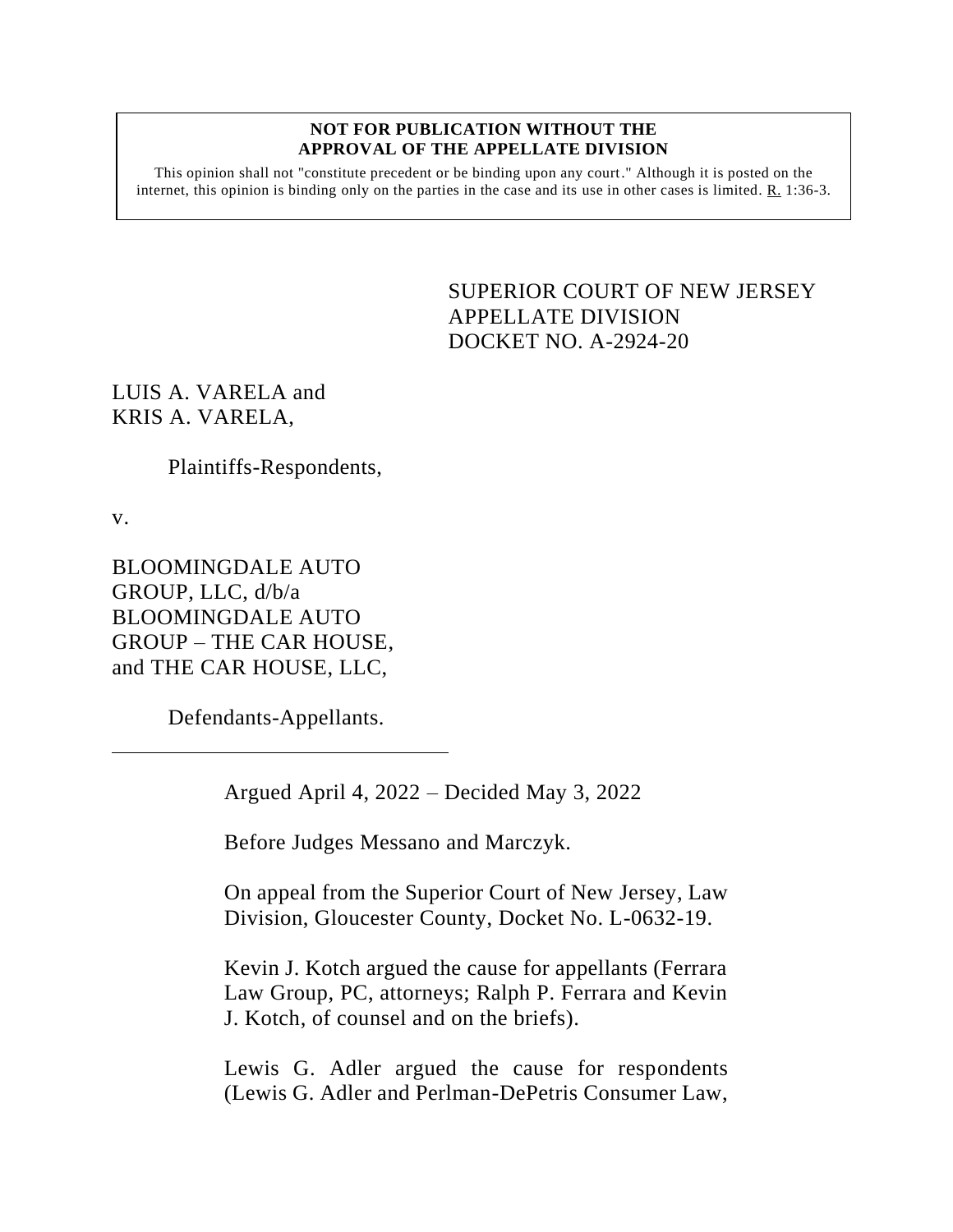**NOT FOR PUBLICATION WITHOUT THE APPROVAL OF THE APPELLATE DIVISION**

This opinion shall not "constitute precedent or be binding upon any court." Although it is posted on the internet, this opinion is binding only on the parties in the case and its use in other cases is limited. R. 1:36-3.

SUPERIOR COURT OF NEW JERSEY
APPELLATE DIVISION
DOCKET NO. A-2924-20

LUIS A. VARELA and
KRIS A. VARELA,

Plaintiffs-Respondents,

v.

BLOOMINGDALE AUTO GROUP, LLC, d/b/a BLOOMINGDALE AUTO GROUP – THE CAR HOUSE, and THE CAR HOUSE, LLC,

Defendants-Appellants.

---

Argued April 4, 2022 – Decided May 3, 2022

Before Judges Messano and Marczyk.

On appeal from the Superior Court of New Jersey, Law Division, Gloucester County, Docket No. L-0632-19.

Kevin J. Kotch argued the cause for appellants (Ferrara Law Group, PC, attorneys; Ralph P. Ferrara and Kevin J. Kotch, of counsel and on the briefs).

Lewis G. Adler argued the cause for respondents (Lewis G. Adler and Perlman-DePetris Consumer Law,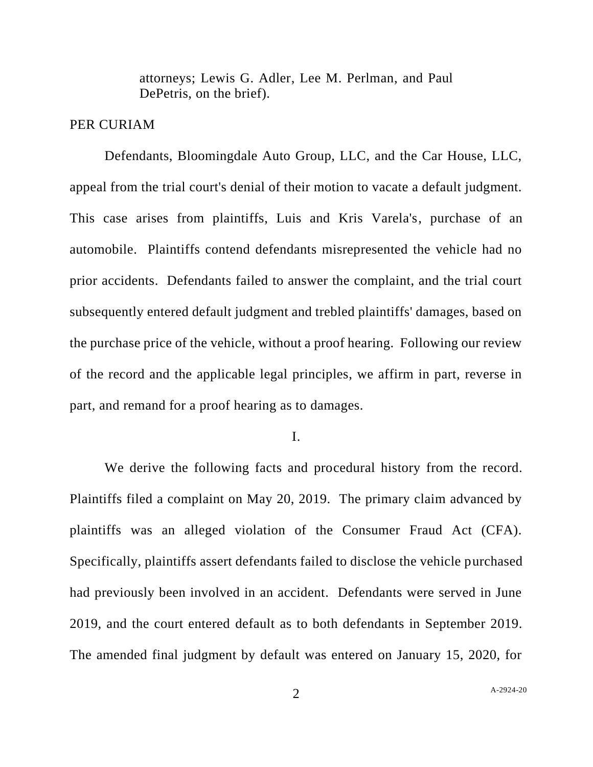attorneys; Lewis G. Adler, Lee M. Perlman, and Paul DePetris, on the brief).

PER CURIAM

Defendants, Bloomingdale Auto Group, LLC, and the Car House, LLC, appeal from the trial court's denial of their motion to vacate a default judgment. This case arises from plaintiffs, Luis and Kris Varela's, purchase of an automobile. Plaintiffs contend defendants misrepresented the vehicle had no prior accidents. Defendants failed to answer the complaint, and the trial court subsequently entered default judgment and trebled plaintiffs' damages, based on the purchase price of the vehicle, without a proof hearing. Following our review of the record and the applicable legal principles, we affirm in part, reverse in part, and remand for a proof hearing as to damages.

I.

We derive the following facts and procedural history from the record. Plaintiffs filed a complaint on May 20, 2019. The primary claim advanced by plaintiffs was an alleged violation of the Consumer Fraud Act (CFA). Specifically, plaintiffs assert defendants failed to disclose the vehicle purchased had previously been involved in an accident. Defendants were served in June 2019, and the court entered default as to both defendants in September 2019. The amended final judgment by default was entered on January 15, 2020, for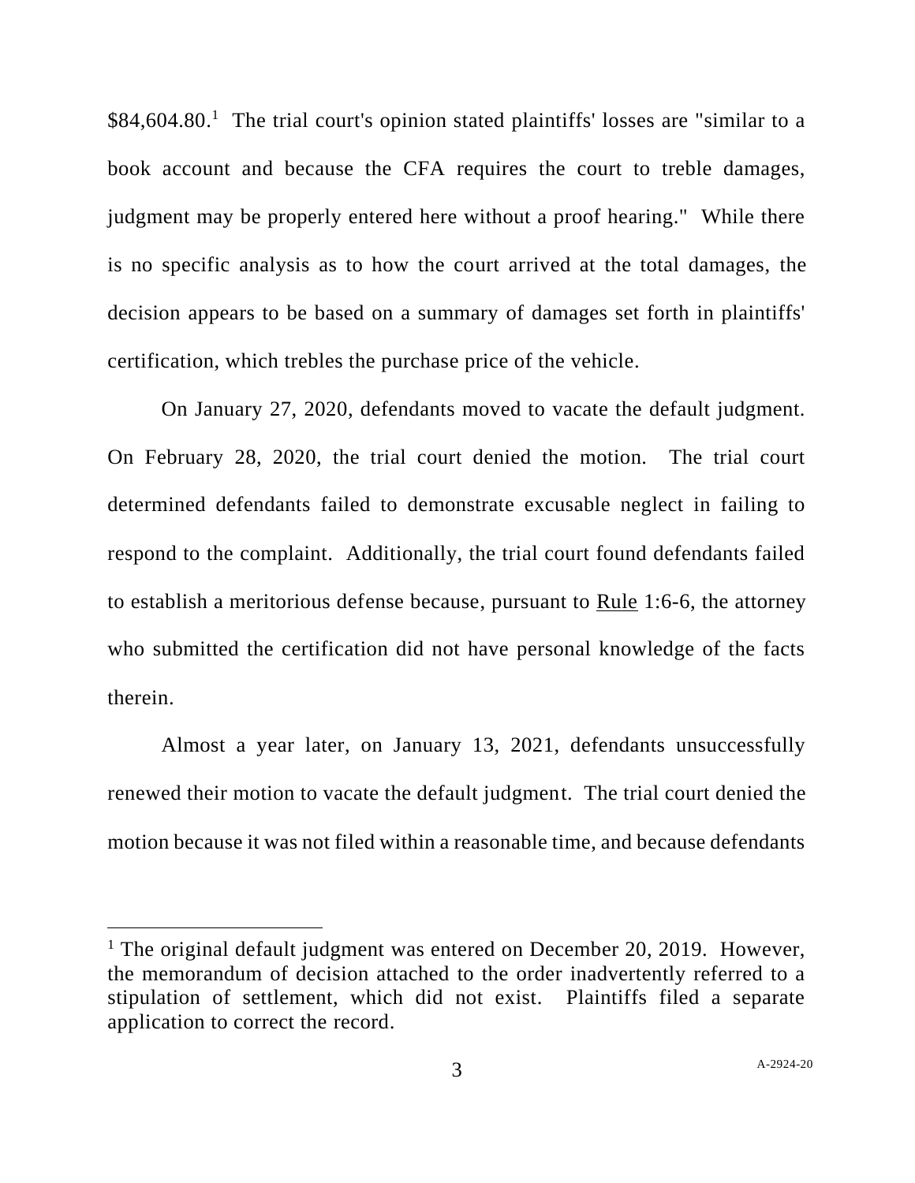$84,604.80.[1] The trial court's opinion stated plaintiffs' losses are "similar to a book account and because the CFA requires the court to treble damages, judgment may be properly entered here without a proof hearing." While there is no specific analysis as to how the court arrived at the total damages, the decision appears to be based on a summary of damages set forth in plaintiffs' certification, which trebles the purchase price of the vehicle.

On January 27, 2020, defendants moved to vacate the default judgment. On February 28, 2020, the trial court denied the motion. The trial court determined defendants failed to demonstrate excusable neglect in failing to respond to the complaint. Additionally, the trial court found defendants failed to establish a meritorious defense because, pursuant to Rule 1:6-6, the attorney who submitted the certification did not have personal knowledge of the facts therein.

Almost a year later, on January 13, 2021, defendants unsuccessfully renewed their motion to vacate the default judgment. The trial court denied the motion because it was not filed within a reasonable time, and because defendants

---

[1] The original default judgment was entered on December 20, 2019. However, the memorandum of decision attached to the order inadvertently referred to a stipulation of settlement, which did not exist. Plaintiffs filed a separate application to correct the record.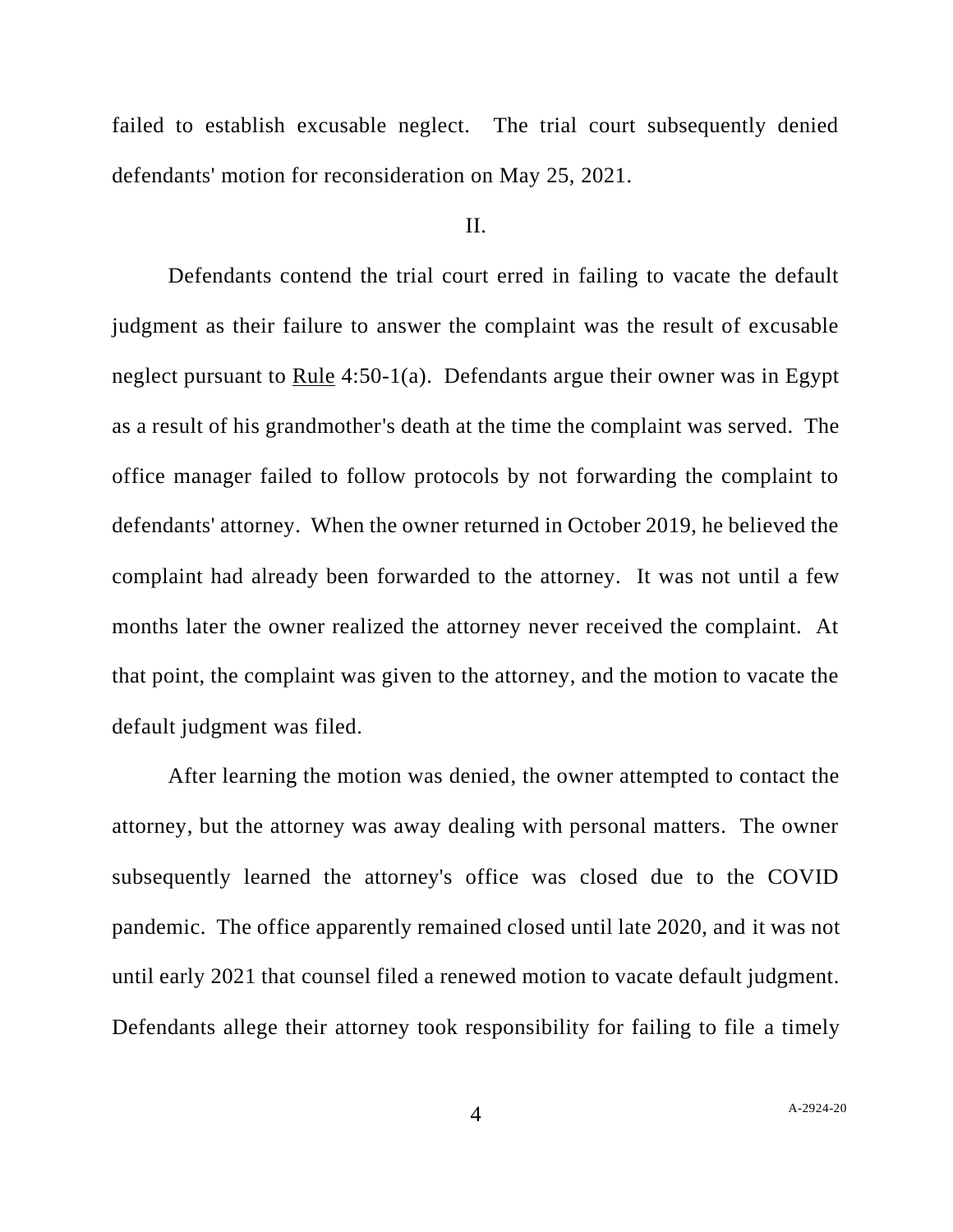failed to establish excusable neglect. The trial court subsequently denied defendants' motion for reconsideration on May 25, 2021.

II.

Defendants contend the trial court erred in failing to vacate the default judgment as their failure to answer the complaint was the result of excusable neglect pursuant to Rule 4:50-1(a). Defendants argue their owner was in Egypt as a result of his grandmother's death at the time the complaint was served. The office manager failed to follow protocols by not forwarding the complaint to defendants' attorney. When the owner returned in October 2019, he believed the complaint had already been forwarded to the attorney. It was not until a few months later the owner realized the attorney never received the complaint. At that point, the complaint was given to the attorney, and the motion to vacate the default judgment was filed.

After learning the motion was denied, the owner attempted to contact the attorney, but the attorney was away dealing with personal matters. The owner subsequently learned the attorney's office was closed due to the COVID pandemic. The office apparently remained closed until late 2020, and it was not until early 2021 that counsel filed a renewed motion to vacate default judgment. Defendants allege their attorney took responsibility for failing to file a timely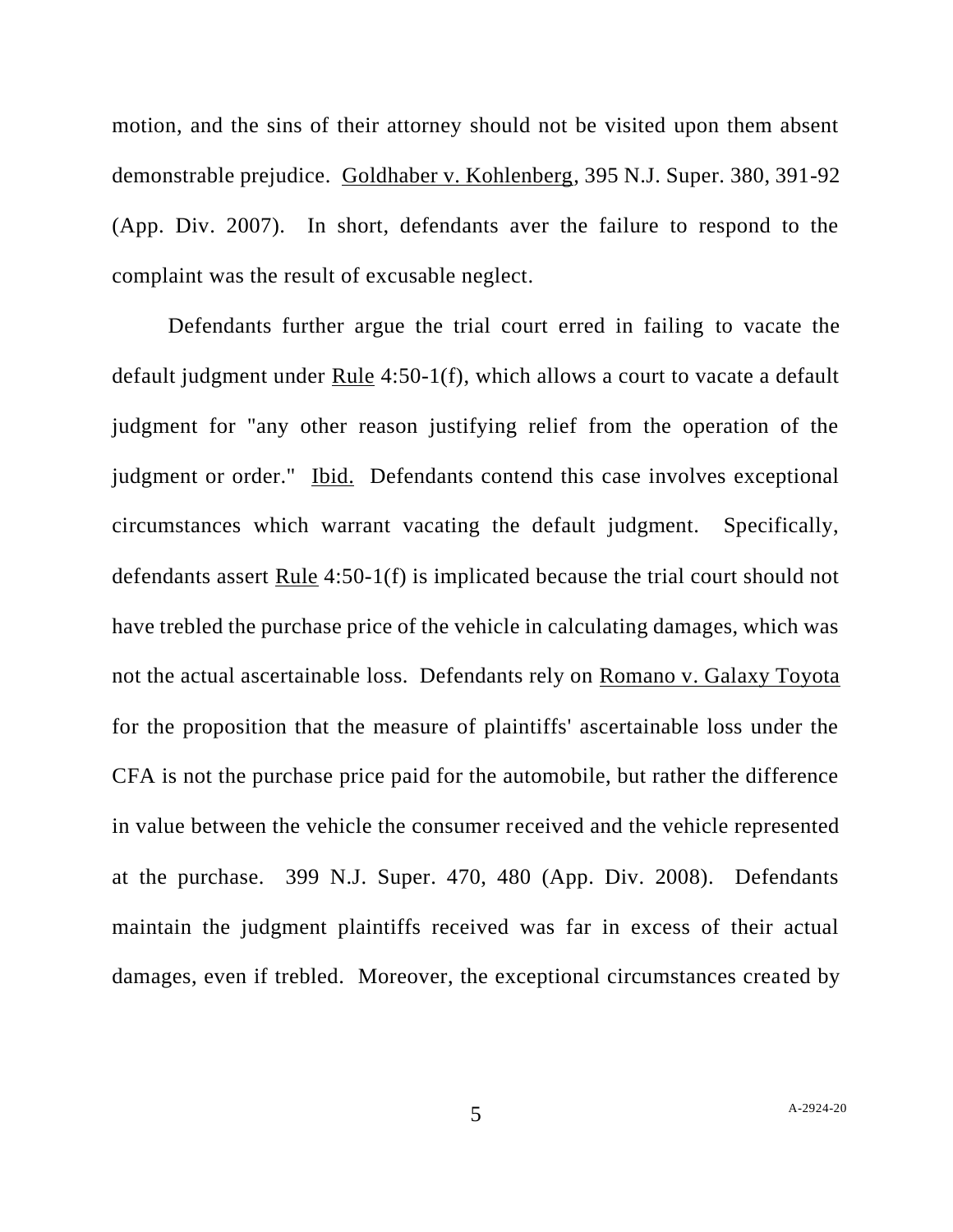motion, and the sins of their attorney should not be visited upon them absent demonstrable prejudice. Goldhaber v. Kohlenberg, 395 N.J. Super. 380, 391-92 (App. Div. 2007). In short, defendants aver the failure to respond to the complaint was the result of excusable neglect.

Defendants further argue the trial court erred in failing to vacate the default judgment under Rule 4:50-1(f), which allows a court to vacate a default judgment for "any other reason justifying relief from the operation of the judgment or order." Ibid. Defendants contend this case involves exceptional circumstances which warrant vacating the default judgment. Specifically, defendants assert Rule 4:50-1(f) is implicated because the trial court should not have trebled the purchase price of the vehicle in calculating damages, which was not the actual ascertainable loss. Defendants rely on Romano v. Galaxy Toyota for the proposition that the measure of plaintiffs' ascertainable loss under the CFA is not the purchase price paid for the automobile, but rather the difference in value between the vehicle the consumer received and the vehicle represented at the purchase. 399 N.J. Super. 470, 480 (App. Div. 2008). Defendants maintain the judgment plaintiffs received was far in excess of their actual damages, even if trebled. Moreover, the exceptional circumstances created by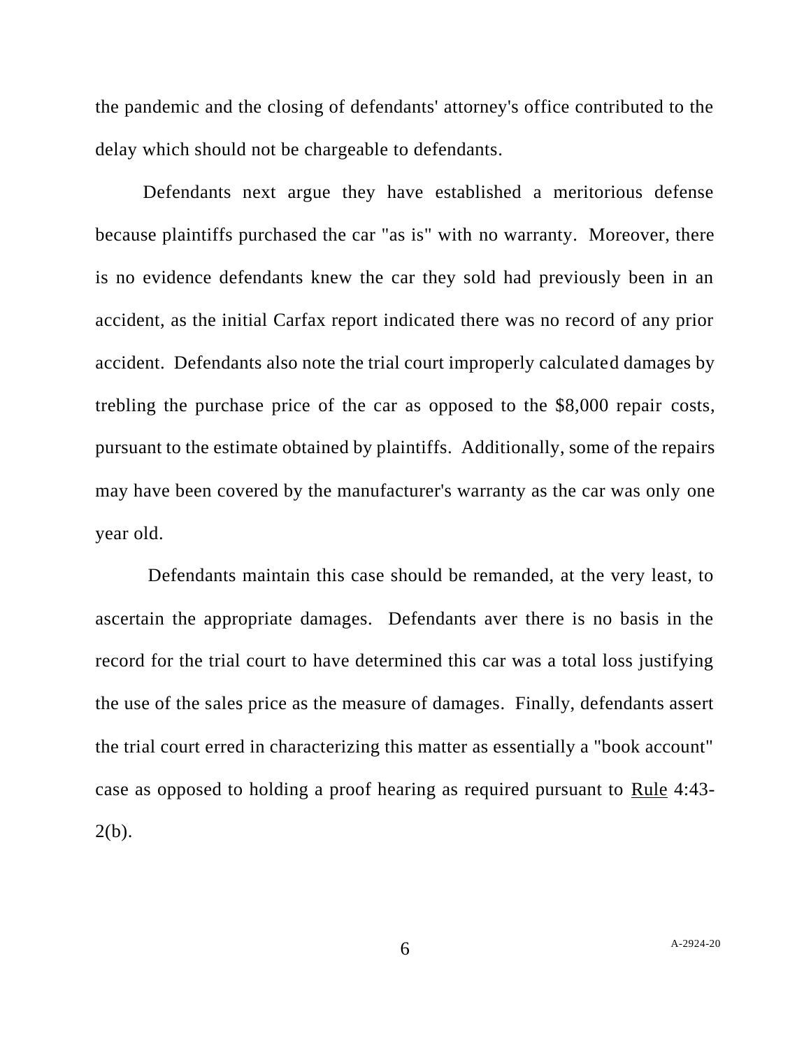the pandemic and the closing of defendants' attorney's office contributed to the delay which should not be chargeable to defendants.

Defendants next argue they have established a meritorious defense because plaintiffs purchased the car "as is" with no warranty. Moreover, there is no evidence defendants knew the car they sold had previously been in an accident, as the initial Carfax report indicated there was no record of any prior accident. Defendants also note the trial court improperly calculated damages by trebling the purchase price of the car as opposed to the $8,000 repair costs, pursuant to the estimate obtained by plaintiffs. Additionally, some of the repairs may have been covered by the manufacturer's warranty as the car was only one year old.

Defendants maintain this case should be remanded, at the very least, to ascertain the appropriate damages. Defendants aver there is no basis in the record for the trial court to have determined this car was a total loss justifying the use of the sales price as the measure of damages. Finally, defendants assert the trial court erred in characterizing this matter as essentially a "book account" case as opposed to holding a proof hearing as required pursuant to Rule 4:43-2(b).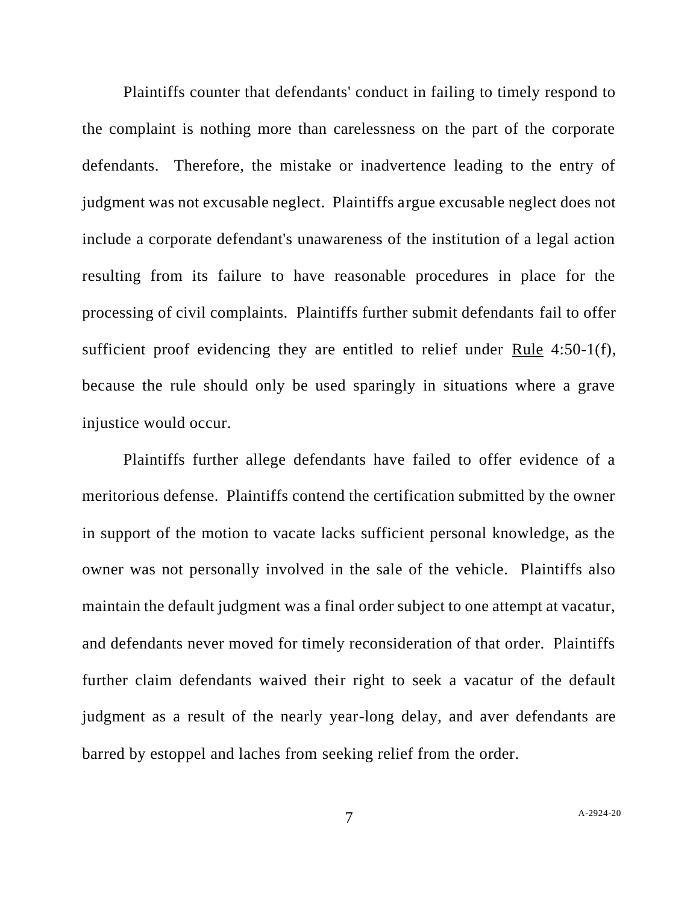Plaintiffs counter that defendants' conduct in failing to timely respond to the complaint is nothing more than carelessness on the part of the corporate defendants. Therefore, the mistake or inadvertence leading to the entry of judgment was not excusable neglect. Plaintiffs argue excusable neglect does not include a corporate defendant's unawareness of the institution of a legal action resulting from its failure to have reasonable procedures in place for the processing of civil complaints. Plaintiffs further submit defendants fail to offer sufficient proof evidencing they are entitled to relief under Rule 4:50-1(f), because the rule should only be used sparingly in situations where a grave injustice would occur.

Plaintiffs further allege defendants have failed to offer evidence of a meritorious defense. Plaintiffs contend the certification submitted by the owner in support of the motion to vacate lacks sufficient personal knowledge, as the owner was not personally involved in the sale of the vehicle. Plaintiffs also maintain the default judgment was a final order subject to one attempt at vacatur, and defendants never moved for timely reconsideration of that order. Plaintiffs further claim defendants waived their right to seek a vacatur of the default judgment as a result of the nearly year-long delay, and aver defendants are barred by estoppel and laches from seeking relief from the order.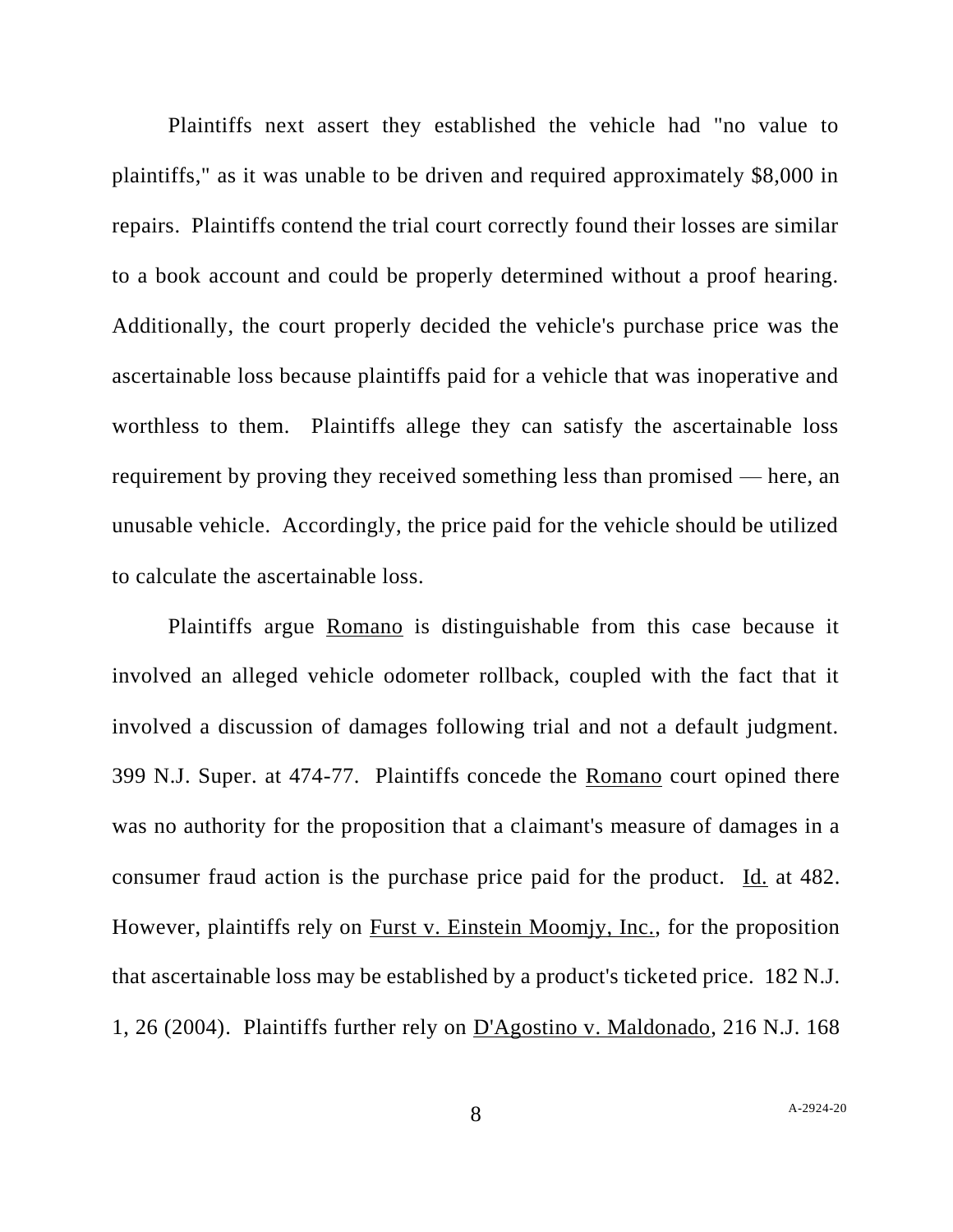Plaintiffs next assert they established the vehicle had "no value to plaintiffs," as it was unable to be driven and required approximately $8,000 in repairs. Plaintiffs contend the trial court correctly found their losses are similar to a book account and could be properly determined without a proof hearing. Additionally, the court properly decided the vehicle's purchase price was the ascertainable loss because plaintiffs paid for a vehicle that was inoperative and worthless to them. Plaintiffs allege they can satisfy the ascertainable loss requirement by proving they received something less than promised — here, an unusable vehicle. Accordingly, the price paid for the vehicle should be utilized to calculate the ascertainable loss.

Plaintiffs argue Romano is distinguishable from this case because it involved an alleged vehicle odometer rollback, coupled with the fact that it involved a discussion of damages following trial and not a default judgment. 399 N.J. Super. at 474-77. Plaintiffs concede the Romano court opined there was no authority for the proposition that a claimant's measure of damages in a consumer fraud action is the purchase price paid for the product. Id. at 482. However, plaintiffs rely on Furst v. Einstein Moomjy, Inc., for the proposition that ascertainable loss may be established by a product's ticketed price. 182 N.J. 1, 26 (2004). Plaintiffs further rely on D'Agostino v. Maldonado, 216 N.J. 168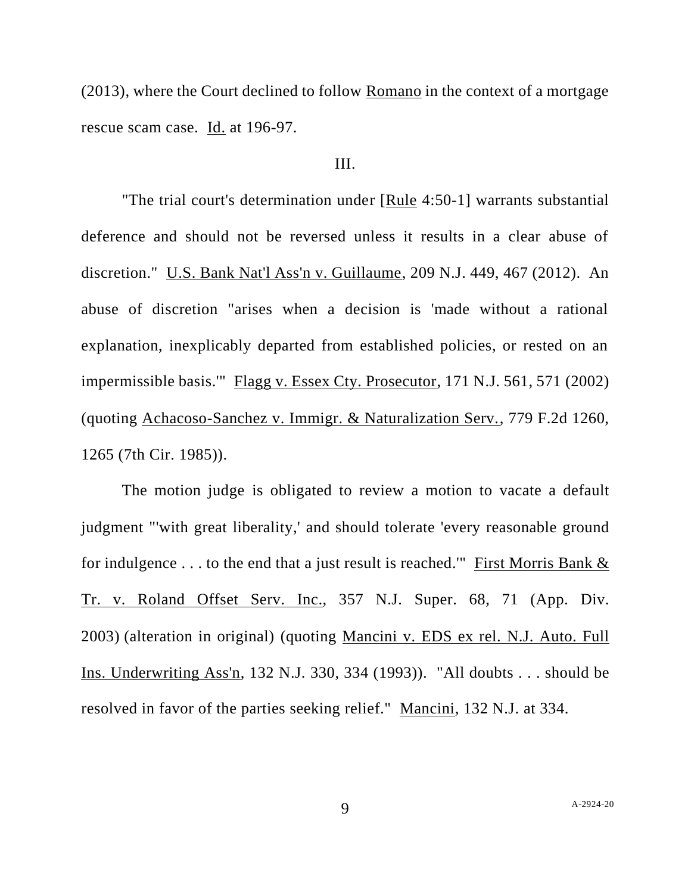(2013), where the Court declined to follow Romano in the context of a mortgage rescue scam case. Id. at 196-97.

III.

"The trial court's determination under [Rule 4:50-1] warrants substantial deference and should not be reversed unless it results in a clear abuse of discretion." U.S. Bank Nat'l Ass'n v. Guillaume, 209 N.J. 449, 467 (2012). An abuse of discretion "arises when a decision is 'made without a rational explanation, inexplicably departed from established policies, or rested on an impermissible basis.'" Flagg v. Essex Cty. Prosecutor, 171 N.J. 561, 571 (2002) (quoting Achacoso-Sanchez v. Immigr. & Naturalization Serv., 779 F.2d 1260, 1265 (7th Cir. 1985)).

The motion judge is obligated to review a motion to vacate a default judgment "'with great liberality,' and should tolerate 'every reasonable ground for indulgence . . . to the end that a just result is reached.'" First Morris Bank & Tr. v. Roland Offset Serv. Inc., 357 N.J. Super. 68, 71 (App. Div. 2003) (alteration in original) (quoting Mancini v. EDS ex rel. N.J. Auto. Full Ins. Underwriting Ass'n, 132 N.J. 330, 334 (1993)). "All doubts . . . should be resolved in favor of the parties seeking relief." Mancini, 132 N.J. at 334.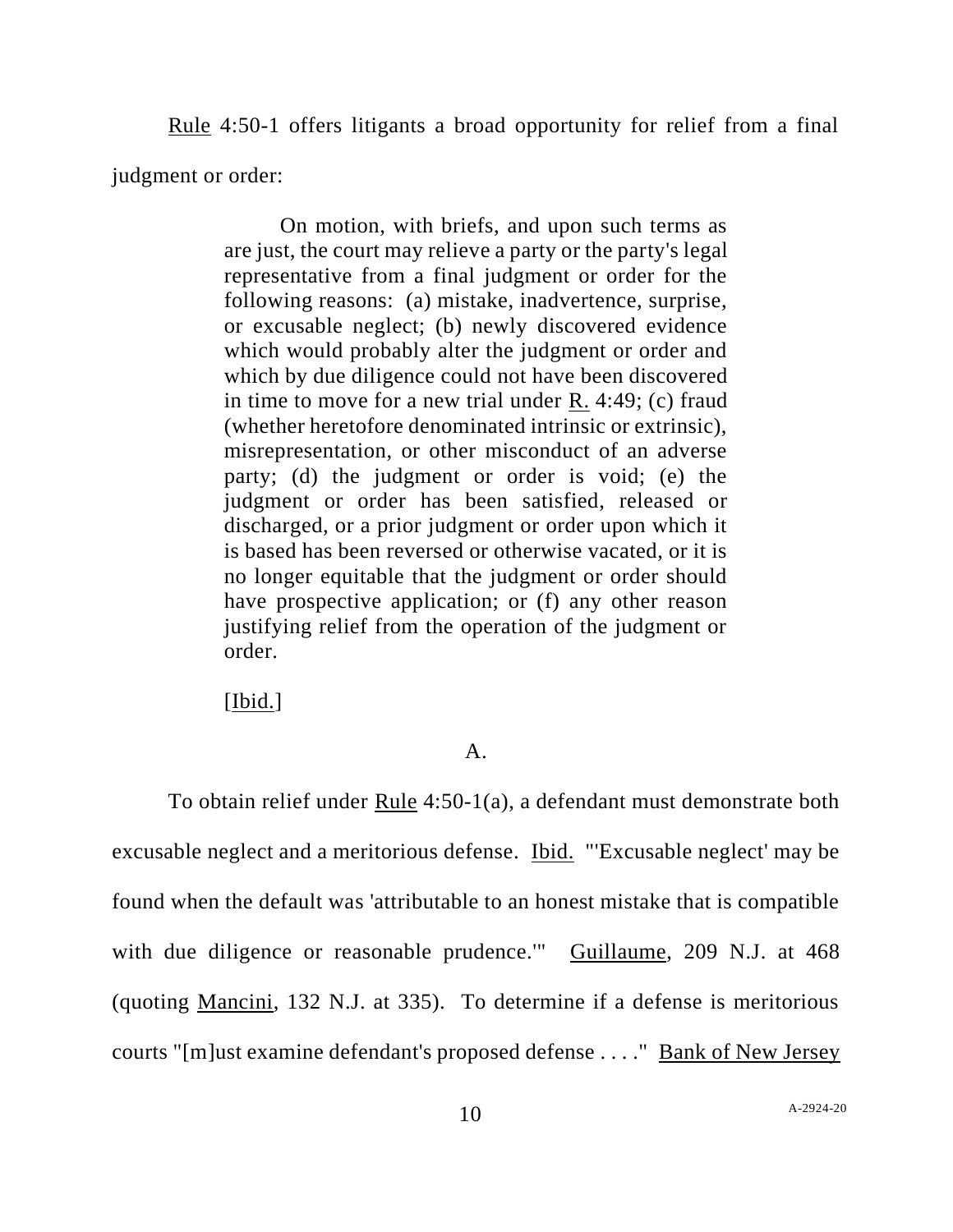Rule 4:50-1 offers litigants a broad opportunity for relief from a final judgment or order:

> On motion, with briefs, and upon such terms as are just, the court may relieve a party or the party's legal representative from a final judgment or order for the following reasons: (a) mistake, inadvertence, surprise, or excusable neglect; (b) newly discovered evidence which would probably alter the judgment or order and which by due diligence could not have been discovered in time to move for a new trial under R. 4:49; (c) fraud (whether heretofore denominated intrinsic or extrinsic), misrepresentation, or other misconduct of an adverse party; (d) the judgment or order is void; (e) the judgment or order has been satisfied, released or discharged, or a prior judgment or order upon which it is based has been reversed or otherwise vacated, or it is no longer equitable that the judgment or order should have prospective application; or (f) any other reason justifying relief from the operation of the judgment or order.
>
> [Ibid.]

A.

To obtain relief under Rule 4:50-1(a), a defendant must demonstrate both excusable neglect and a meritorious defense. Ibid. "'Excusable neglect' may be found when the default was 'attributable to an honest mistake that is compatible with due diligence or reasonable prudence.'" Guillaume, 209 N.J. at 468 (quoting Mancini, 132 N.J. at 335). To determine if a defense is meritorious courts "[m]ust examine defendant's proposed defense . . . ." Bank of New Jersey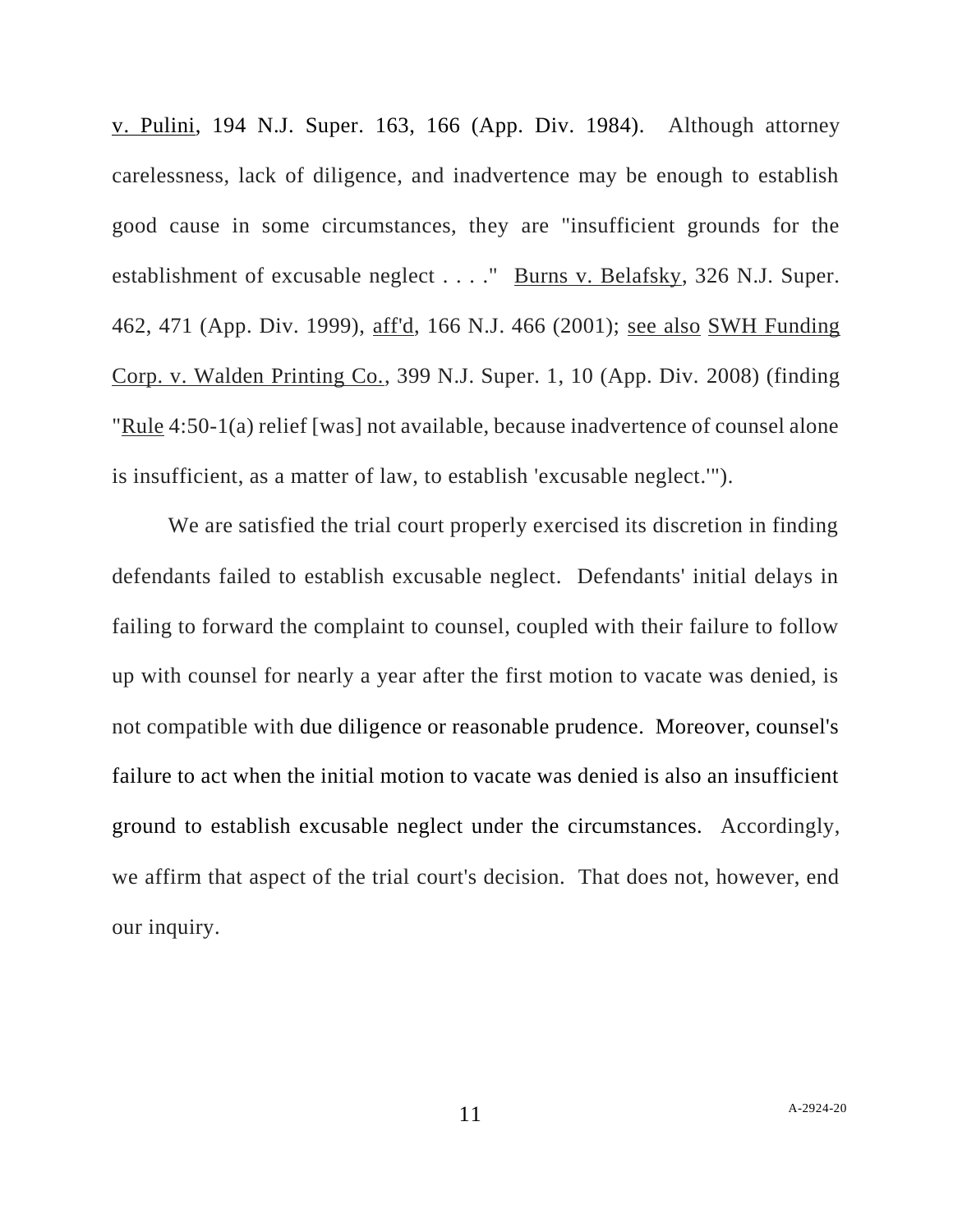v. Pulini, 194 N.J. Super. 163, 166 (App. Div. 1984). Although attorney carelessness, lack of diligence, and inadvertence may be enough to establish good cause in some circumstances, they are "insufficient grounds for the establishment of excusable neglect . . . ." Burns v. Belafsky, 326 N.J. Super. 462, 471 (App. Div. 1999), aff'd, 166 N.J. 466 (2001); see also SWH Funding Corp. v. Walden Printing Co., 399 N.J. Super. 1, 10 (App. Div. 2008) (finding "Rule 4:50-1(a) relief [was] not available, because inadvertence of counsel alone is insufficient, as a matter of law, to establish 'excusable neglect.'").

We are satisfied the trial court properly exercised its discretion in finding defendants failed to establish excusable neglect. Defendants' initial delays in failing to forward the complaint to counsel, coupled with their failure to follow up with counsel for nearly a year after the first motion to vacate was denied, is not compatible with due diligence or reasonable prudence. Moreover, counsel's failure to act when the initial motion to vacate was denied is also an insufficient ground to establish excusable neglect under the circumstances. Accordingly, we affirm that aspect of the trial court's decision. That does not, however, end our inquiry.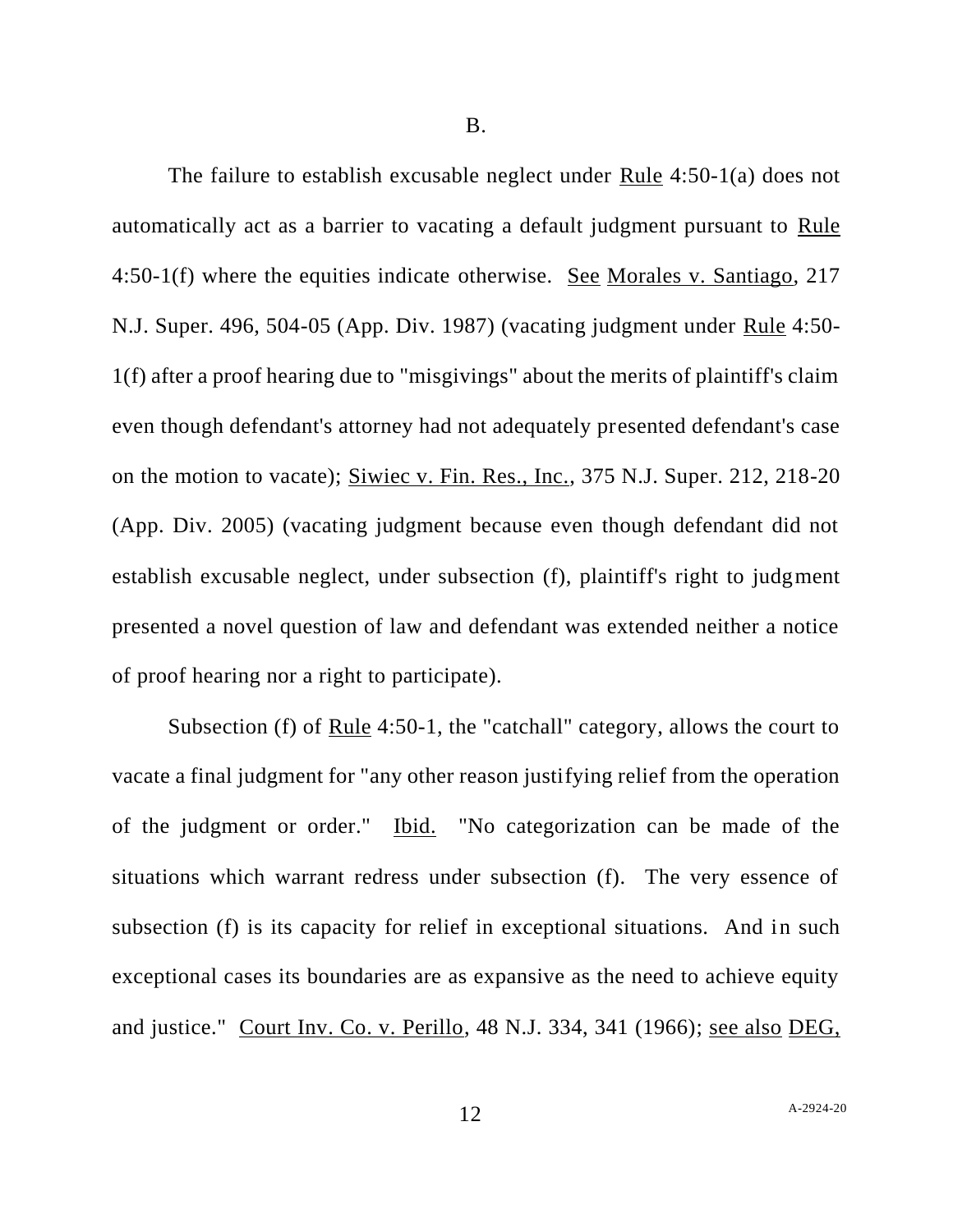B.

The failure to establish excusable neglect under Rule 4:50-1(a) does not automatically act as a barrier to vacating a default judgment pursuant to Rule 4:50-1(f) where the equities indicate otherwise. See Morales v. Santiago, 217 N.J. Super. 496, 504-05 (App. Div. 1987) (vacating judgment under Rule 4:50-1(f) after a proof hearing due to "misgivings" about the merits of plaintiff's claim even though defendant's attorney had not adequately presented defendant's case on the motion to vacate); Siwiec v. Fin. Res., Inc., 375 N.J. Super. 212, 218-20 (App. Div. 2005) (vacating judgment because even though defendant did not establish excusable neglect, under subsection (f), plaintiff's right to judgment presented a novel question of law and defendant was extended neither a notice of proof hearing nor a right to participate).

Subsection (f) of Rule 4:50-1, the "catchall" category, allows the court to vacate a final judgment for "any other reason justifying relief from the operation of the judgment or order." Ibid. "No categorization can be made of the situations which warrant redress under subsection (f). The very essence of subsection (f) is its capacity for relief in exceptional situations. And in such exceptional cases its boundaries are as expansive as the need to achieve equity and justice." Court Inv. Co. v. Perillo, 48 N.J. 334, 341 (1966); see also DEG,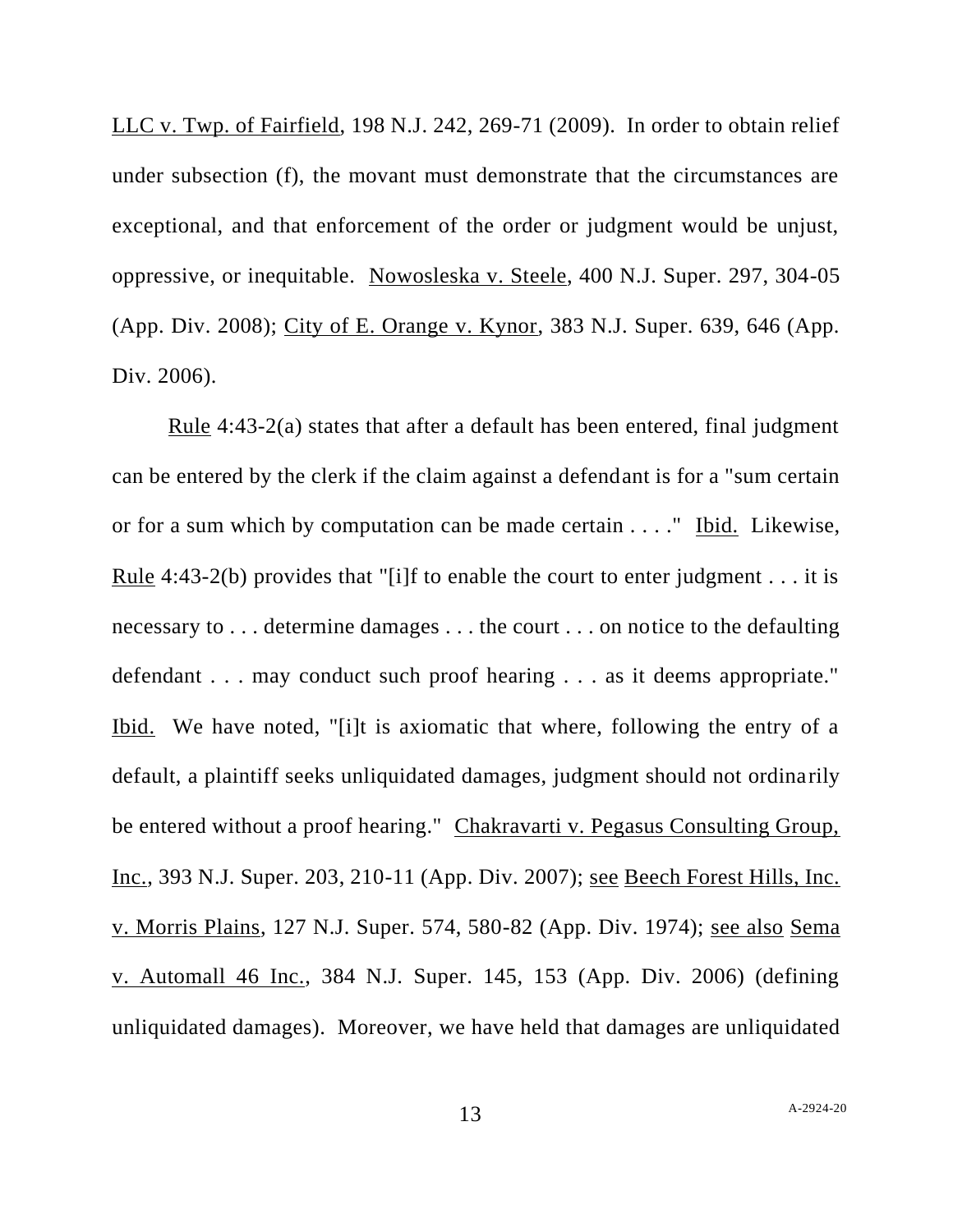LLC v. Twp. of Fairfield, 198 N.J. 242, 269-71 (2009). In order to obtain relief under subsection (f), the movant must demonstrate that the circumstances are exceptional, and that enforcement of the order or judgment would be unjust, oppressive, or inequitable. Nowosleska v. Steele, 400 N.J. Super. 297, 304-05 (App. Div. 2008); City of E. Orange v. Kynor, 383 N.J. Super. 639, 646 (App. Div. 2006).

Rule 4:43-2(a) states that after a default has been entered, final judgment can be entered by the clerk if the claim against a defendant is for a "sum certain or for a sum which by computation can be made certain . . . ." Ibid. Likewise, Rule 4:43-2(b) provides that "[i]f to enable the court to enter judgment . . . it is necessary to . . . determine damages . . . the court . . . on notice to the defaulting defendant . . . may conduct such proof hearing . . . as it deems appropriate." Ibid. We have noted, "[i]t is axiomatic that where, following the entry of a default, a plaintiff seeks unliquidated damages, judgment should not ordinarily be entered without a proof hearing." Chakravarti v. Pegasus Consulting Group, Inc., 393 N.J. Super. 203, 210-11 (App. Div. 2007); see Beech Forest Hills, Inc. v. Morris Plains, 127 N.J. Super. 574, 580-82 (App. Div. 1974); see also Sema v. Automall 46 Inc., 384 N.J. Super. 145, 153 (App. Div. 2006) (defining unliquidated damages). Moreover, we have held that damages are unliquidated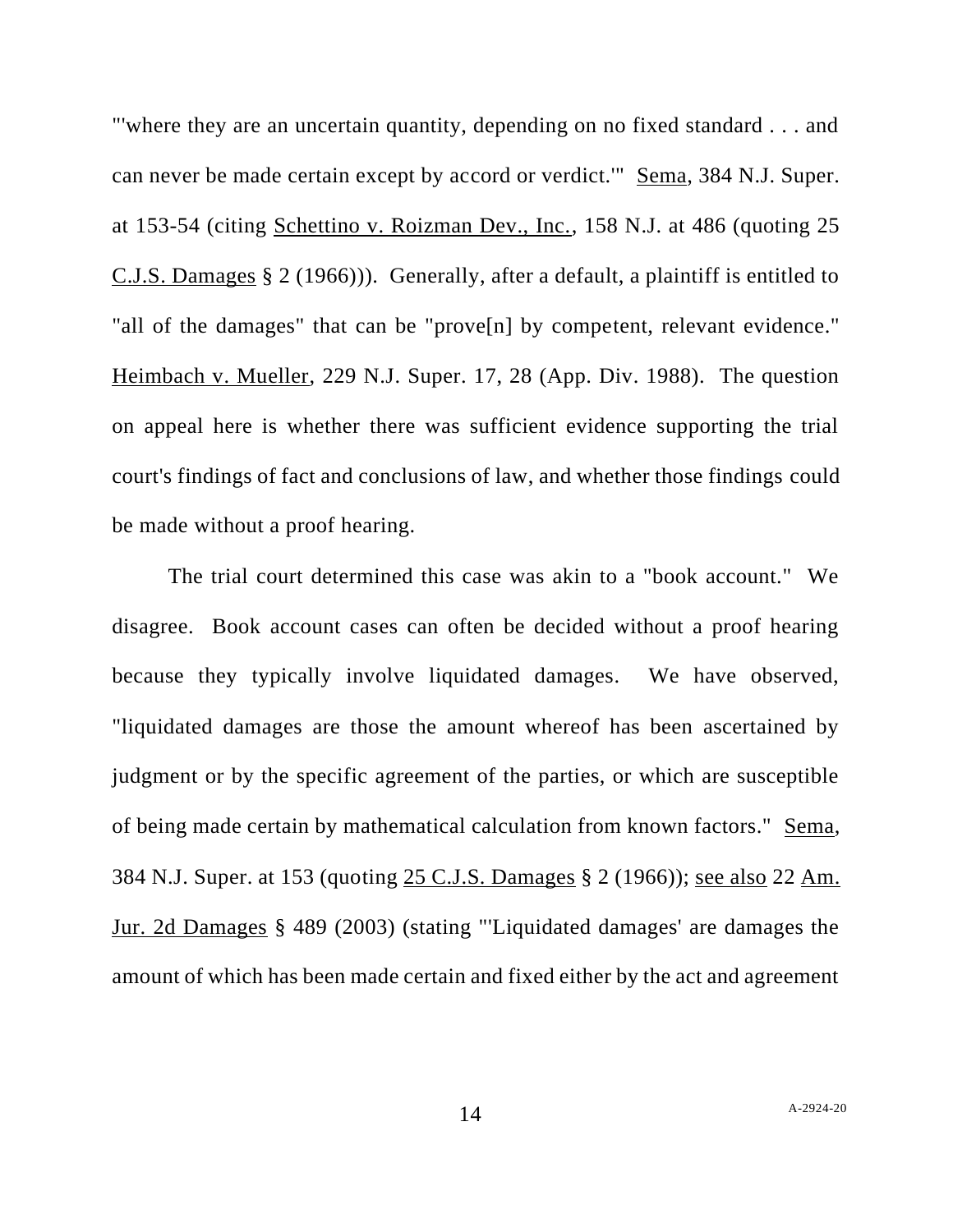"'where they are an uncertain quantity, depending on no fixed standard . . . and can never be made certain except by accord or verdict.'" Sema, 384 N.J. Super. at 153-54 (citing Schettino v. Roizman Dev., Inc., 158 N.J. at 486 (quoting 25 C.J.S. Damages § 2 (1966))). Generally, after a default, a plaintiff is entitled to "all of the damages" that can be "prove[n] by competent, relevant evidence." Heimbach v. Mueller, 229 N.J. Super. 17, 28 (App. Div. 1988). The question on appeal here is whether there was sufficient evidence supporting the trial court's findings of fact and conclusions of law, and whether those findings could be made without a proof hearing.

The trial court determined this case was akin to a "book account." We disagree. Book account cases can often be decided without a proof hearing because they typically involve liquidated damages. We have observed, "liquidated damages are those the amount whereof has been ascertained by judgment or by the specific agreement of the parties, or which are susceptible of being made certain by mathematical calculation from known factors." Sema, 384 N.J. Super. at 153 (quoting 25 C.J.S. Damages § 2 (1966)); see also 22 Am. Jur. 2d Damages § 489 (2003) (stating "'Liquidated damages' are damages the amount of which has been made certain and fixed either by the act and agreement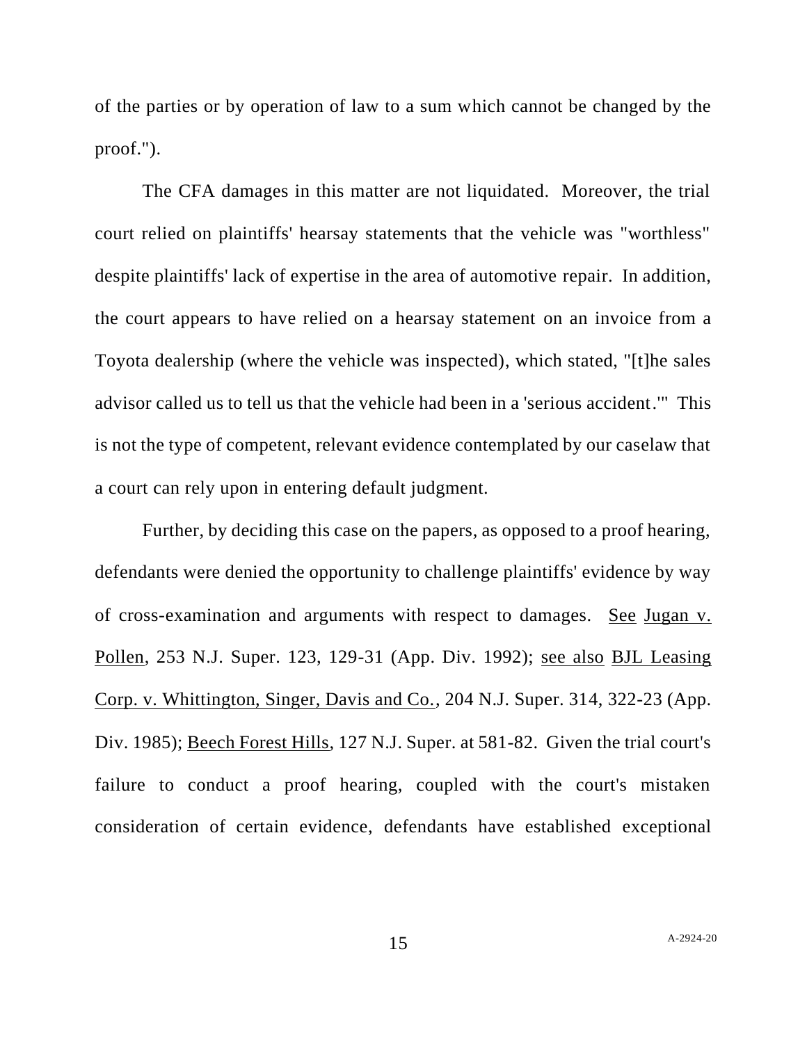of the parties or by operation of law to a sum which cannot be changed by the proof.").

The CFA damages in this matter are not liquidated. Moreover, the trial court relied on plaintiffs' hearsay statements that the vehicle was "worthless" despite plaintiffs' lack of expertise in the area of automotive repair. In addition, the court appears to have relied on a hearsay statement on an invoice from a Toyota dealership (where the vehicle was inspected), which stated, "[t]he sales advisor called us to tell us that the vehicle had been in a 'serious accident.'" This is not the type of competent, relevant evidence contemplated by our caselaw that a court can rely upon in entering default judgment.

Further, by deciding this case on the papers, as opposed to a proof hearing, defendants were denied the opportunity to challenge plaintiffs' evidence by way of cross-examination and arguments with respect to damages. See Jugan v. Pollen, 253 N.J. Super. 123, 129-31 (App. Div. 1992); see also BJL Leasing Corp. v. Whittington, Singer, Davis and Co., 204 N.J. Super. 314, 322-23 (App. Div. 1985); Beech Forest Hills, 127 N.J. Super. at 581-82. Given the trial court's failure to conduct a proof hearing, coupled with the court's mistaken consideration of certain evidence, defendants have established exceptional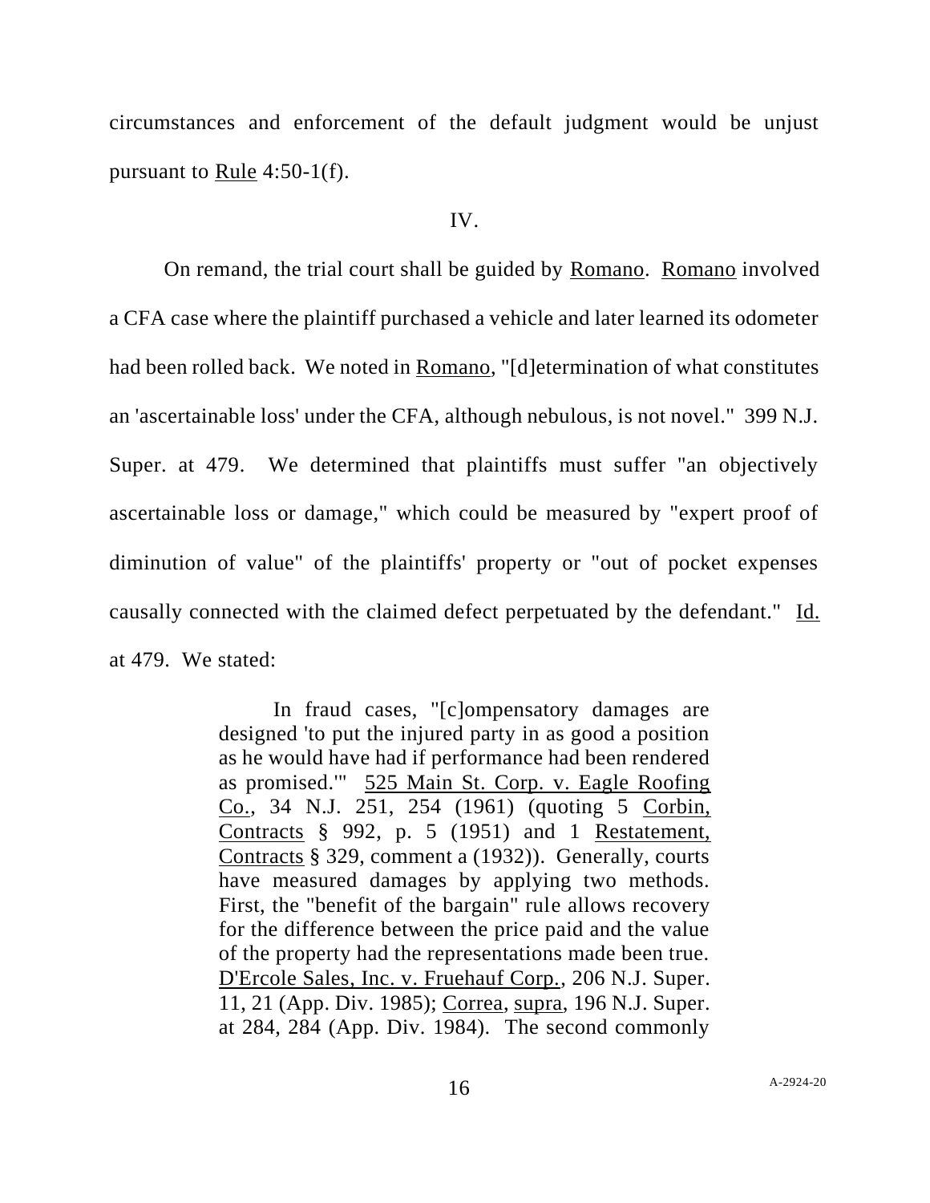circumstances and enforcement of the default judgment would be unjust pursuant to Rule 4:50-1(f).

IV.

On remand, the trial court shall be guided by Romano. Romano involved a CFA case where the plaintiff purchased a vehicle and later learned its odometer had been rolled back. We noted in Romano, "[d]etermination of what constitutes an 'ascertainable loss' under the CFA, although nebulous, is not novel." 399 N.J. Super. at 479. We determined that plaintiffs must suffer "an objectively ascertainable loss or damage," which could be measured by "expert proof of diminution of value" of the plaintiffs' property or "out of pocket expenses causally connected with the claimed defect perpetuated by the defendant." Id. at 479. We stated:

> In fraud cases, "[c]ompensatory damages are designed 'to put the injured party in as good a position as he would have had if performance had been rendered as promised.'" 525 Main St. Corp. v. Eagle Roofing Co., 34 N.J. 251, 254 (1961) (quoting 5 Corbin, Contracts § 992, p. 5 (1951) and 1 Restatement, Contracts § 329, comment a (1932)). Generally, courts have measured damages by applying two methods. First, the "benefit of the bargain" rule allows recovery for the difference between the price paid and the value of the property had the representations made been true. D'Ercole Sales, Inc. v. Fruehauf Corp., 206 N.J. Super. 11, 21 (App. Div. 1985); Correa, supra, 196 N.J. Super. at 284, 284 (App. Div. 1984). The second commonly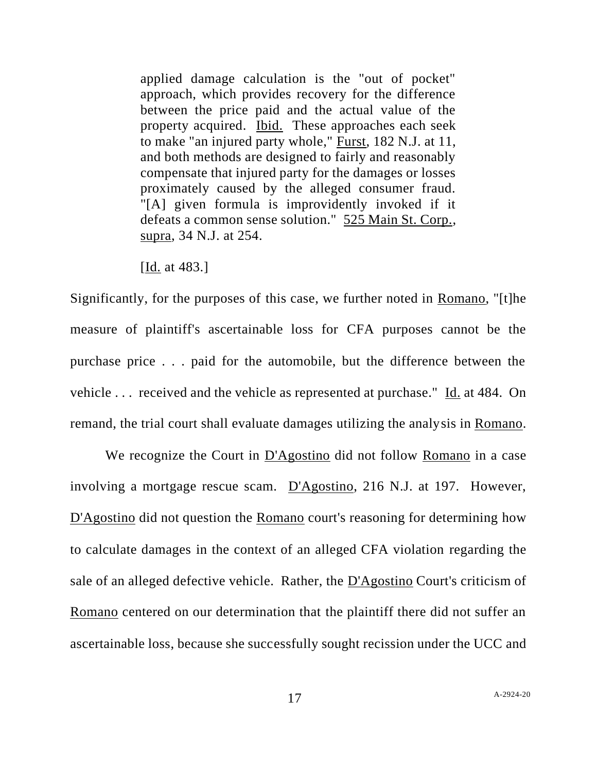> applied damage calculation is the "out of pocket" approach, which provides recovery for the difference between the price paid and the actual value of the property acquired. Ibid. These approaches each seek to make "an injured party whole," Furst, 182 N.J. at 11, and both methods are designed to fairly and reasonably compensate that injured party for the damages or losses proximately caused by the alleged consumer fraud. "[A] given formula is improvidently invoked if it defeats a common sense solution." 525 Main St. Corp., supra, 34 N.J. at 254.
>
> [Id. at 483.]

Significantly, for the purposes of this case, we further noted in Romano, "[t]he measure of plaintiff's ascertainable loss for CFA purposes cannot be the purchase price . . . paid for the automobile, but the difference between the vehicle . . . received and the vehicle as represented at purchase." Id. at 484. On remand, the trial court shall evaluate damages utilizing the analysis in Romano.

We recognize the Court in D'Agostino did not follow Romano in a case involving a mortgage rescue scam. D'Agostino, 216 N.J. at 197. However, D'Agostino did not question the Romano court's reasoning for determining how to calculate damages in the context of an alleged CFA violation regarding the sale of an alleged defective vehicle. Rather, the D'Agostino Court's criticism of Romano centered on our determination that the plaintiff there did not suffer an ascertainable loss, because she successfully sought recission under the UCC and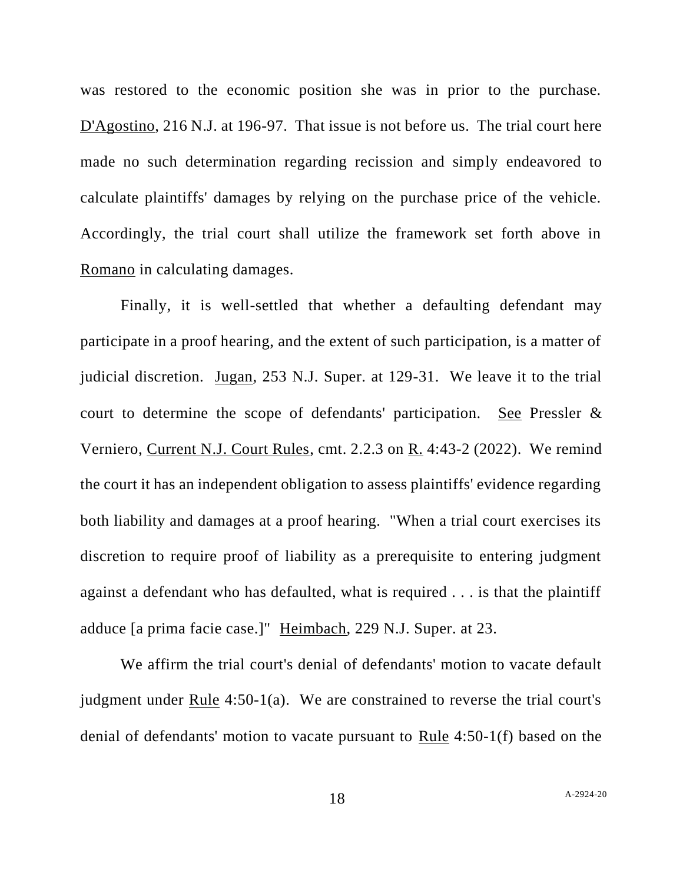was restored to the economic position she was in prior to the purchase. D'Agostino, 216 N.J. at 196-97. That issue is not before us. The trial court here made no such determination regarding recission and simply endeavored to calculate plaintiffs' damages by relying on the purchase price of the vehicle. Accordingly, the trial court shall utilize the framework set forth above in Romano in calculating damages.

Finally, it is well-settled that whether a defaulting defendant may participate in a proof hearing, and the extent of such participation, is a matter of judicial discretion. Jugan, 253 N.J. Super. at 129-31. We leave it to the trial court to determine the scope of defendants' participation. See Pressler & Verniero, Current N.J. Court Rules, cmt. 2.2.3 on R. 4:43-2 (2022). We remind the court it has an independent obligation to assess plaintiffs' evidence regarding both liability and damages at a proof hearing. "When a trial court exercises its discretion to require proof of liability as a prerequisite to entering judgment against a defendant who has defaulted, what is required . . . is that the plaintiff adduce [a prima facie case.]" Heimbach, 229 N.J. Super. at 23.

We affirm the trial court's denial of defendants' motion to vacate default judgment under Rule 4:50-1(a). We are constrained to reverse the trial court's denial of defendants' motion to vacate pursuant to Rule 4:50-1(f) based on the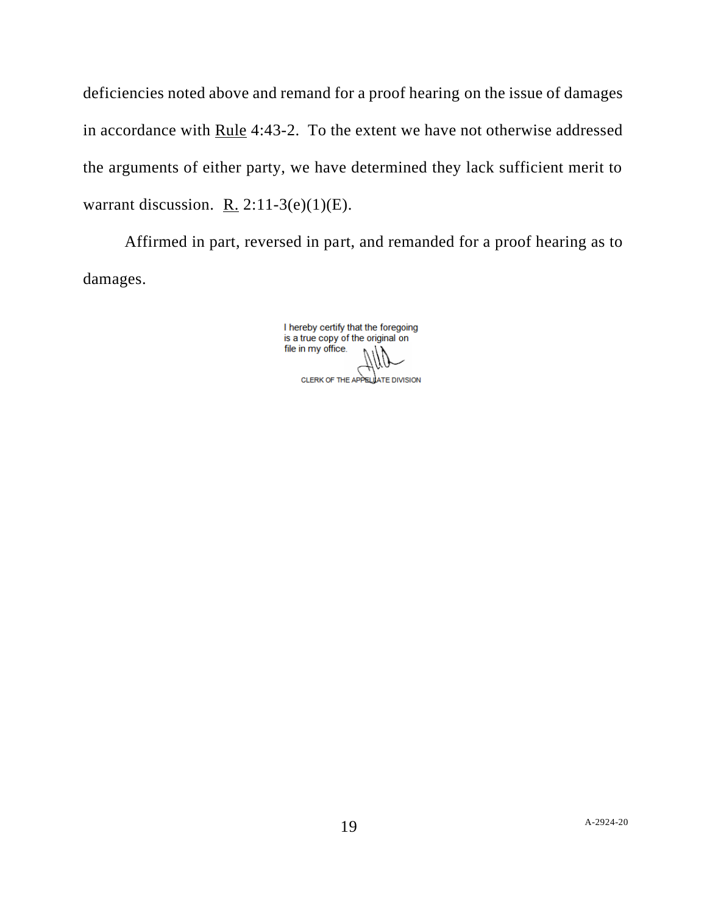deficiencies noted above and remand for a proof hearing on the issue of damages in accordance with Rule 4:43-2. To the extent we have not otherwise addressed the arguments of either party, we have determined they lack sufficient merit to warrant discussion. R. 2:11-3(e)(1)(E).

Affirmed in part, reversed in part, and remanded for a proof hearing as to damages.

I hereby certify that the foregoing is a true copy of the original on file in my office.

CLERK OF THE APPELLATE DIVISION